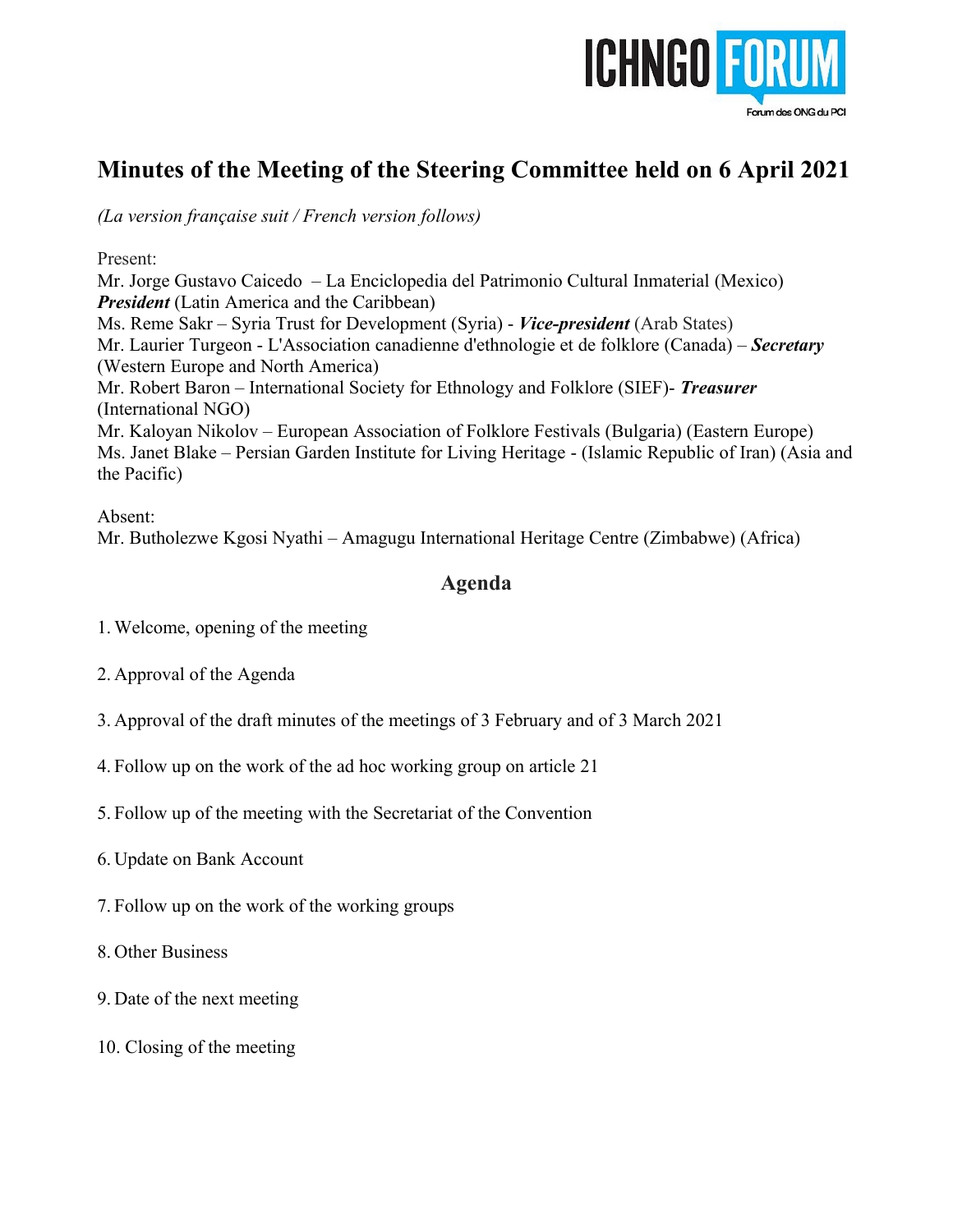# Minutes of the Meeting of the Steering Committee held on 6 April 2021

*(La version française suit / French version follows)*

Present:
Mr. Jorge Gustavo Caicedo – La Enciclopedia del Patrimonio Cultural Inmaterial (Mexico) ***President*** (Latin America and the Caribbean)
Ms. Reme Sakr – Syria Trust for Development (Syria) - ***Vice-president*** (Arab States)
Mr. Laurier Turgeon - L'Association canadienne d'ethnologie et de folklore (Canada) – ***Secretary*** (Western Europe and North America)
Mr. Robert Baron – International Society for Ethnology and Folklore (SIEF)- ***Treasurer*** (International NGO)
Mr. Kaloyan Nikolov – European Association of Folklore Festivals (Bulgaria) (Eastern Europe)
Ms. Janet Blake – Persian Garden Institute for Living Heritage - (Islamic Republic of Iran) (Asia and the Pacific)

Absent:
Mr. Butholezwe Kgosi Nyathi – Amagugu International Heritage Centre (Zimbabwe) (Africa)

## Agenda

1. Welcome, opening of the meeting

2. Approval of the Agenda

3. Approval of the draft minutes of the meetings of 3 February and of 3 March 2021

4. Follow up on the work of the ad hoc working group on article 21

5. Follow up of the meeting with the Secretariat of the Convention

6. Update on Bank Account

7. Follow up on the work of the working groups

8. Other Business

9. Date of the next meeting

10. Closing of the meeting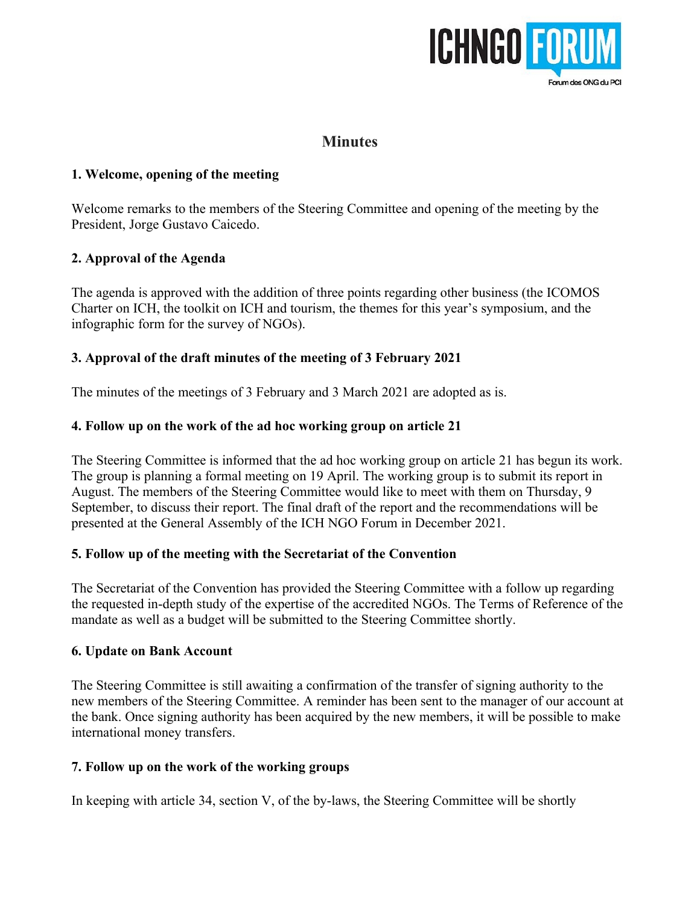# Minutes

## 1. Welcome, opening of the meeting

Welcome remarks to the members of the Steering Committee and opening of the meeting by the President, Jorge Gustavo Caicedo.

## 2. Approval of the Agenda

The agenda is approved with the addition of three points regarding other business (the ICOMOS Charter on ICH, the toolkit on ICH and tourism, the themes for this year's symposium, and the infographic form for the survey of NGOs).

## 3. Approval of the draft minutes of the meeting of 3 February 2021

The minutes of the meetings of 3 February and 3 March 2021 are adopted as is.

## 4. Follow up on the work of the ad hoc working group on article 21

The Steering Committee is informed that the ad hoc working group on article 21 has begun its work. The group is planning a formal meeting on 19 April. The working group is to submit its report in August. The members of the Steering Committee would like to meet with them on Thursday, 9 September, to discuss their report. The final draft of the report and the recommendations will be presented at the General Assembly of the ICH NGO Forum in December 2021.

## 5. Follow up of the meeting with the Secretariat of the Convention

The Secretariat of the Convention has provided the Steering Committee with a follow up regarding the requested in-depth study of the expertise of the accredited NGOs. The Terms of Reference of the mandate as well as a budget will be submitted to the Steering Committee shortly.

## 6. Update on Bank Account

The Steering Committee is still awaiting a confirmation of the transfer of signing authority to the new members of the Steering Committee. A reminder has been sent to the manager of our account at the bank. Once signing authority has been acquired by the new members, it will be possible to make international money transfers.

## 7. Follow up on the work of the working groups

In keeping with article 34, section V, of the by-laws, the Steering Committee will be shortly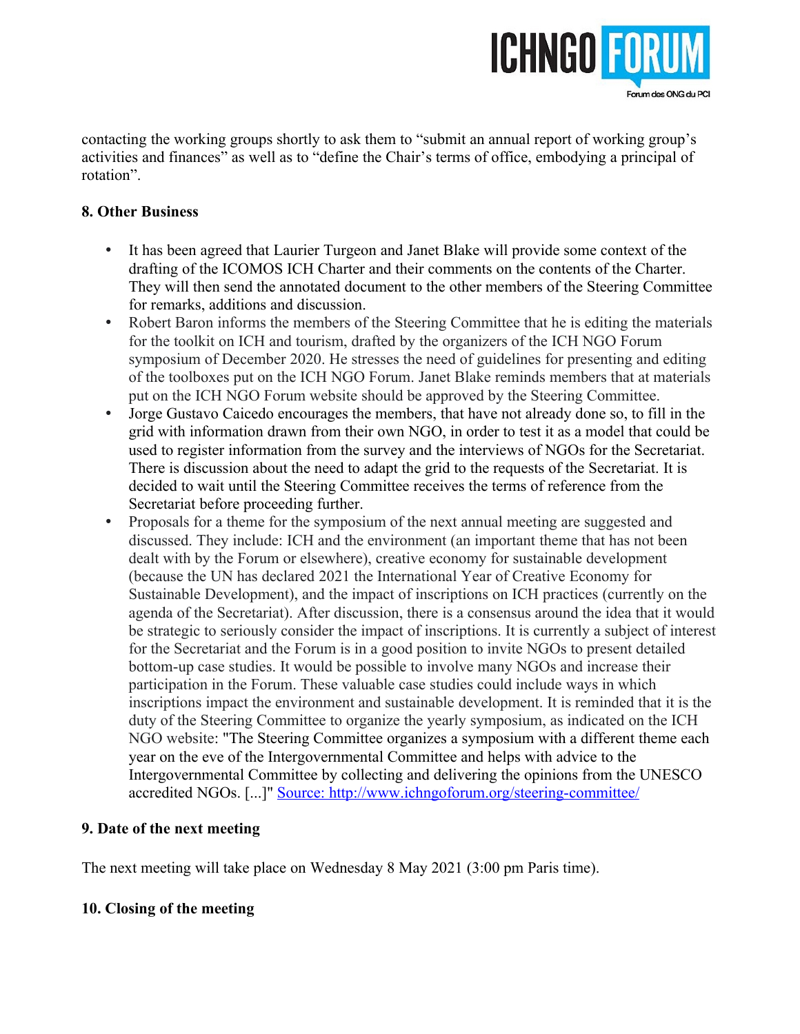contacting the working groups shortly to ask them to "submit an annual report of working group's activities and finances" as well as to "define the Chair's terms of office, embodying a principal of rotation".

**8. Other Business**

- It has been agreed that Laurier Turgeon and Janet Blake will provide some context of the drafting of the ICOMOS ICH Charter and their comments on the contents of the Charter. They will then send the annotated document to the other members of the Steering Committee for remarks, additions and discussion.
- Robert Baron informs the members of the Steering Committee that he is editing the materials for the toolkit on ICH and tourism, drafted by the organizers of the ICH NGO Forum symposium of December 2020. He stresses the need of guidelines for presenting and editing of the toolboxes put on the ICH NGO Forum. Janet Blake reminds members that at materials put on the ICH NGO Forum website should be approved by the Steering Committee.
- Jorge Gustavo Caicedo encourages the members, that have not already done so, to fill in the grid with information drawn from their own NGO, in order to test it as a model that could be used to register information from the survey and the interviews of NGOs for the Secretariat. There is discussion about the need to adapt the grid to the requests of the Secretariat. It is decided to wait until the Steering Committee receives the terms of reference from the Secretariat before proceeding further.
- Proposals for a theme for the symposium of the next annual meeting are suggested and discussed. They include: ICH and the environment (an important theme that has not been dealt with by the Forum or elsewhere), creative economy for sustainable development (because the UN has declared 2021 the International Year of Creative Economy for Sustainable Development), and the impact of inscriptions on ICH practices (currently on the agenda of the Secretariat). After discussion, there is a consensus around the idea that it would be strategic to seriously consider the impact of inscriptions. It is currently a subject of interest for the Secretariat and the Forum is in a good position to invite NGOs to present detailed bottom-up case studies. It would be possible to involve many NGOs and increase their participation in the Forum. These valuable case studies could include ways in which inscriptions impact the environment and sustainable development. It is reminded that it is the duty of the Steering Committee to organize the yearly symposium, as indicated on the ICH NGO website: "The Steering Committee organizes a symposium with a different theme each year on the eve of the Intergovernmental Committee and helps with advice to the Intergovernmental Committee by collecting and delivering the opinions from the UNESCO accredited NGOs. [...]" [Source: http://www.ichngoforum.org/steering-committee/](http://www.ichngoforum.org/steering-committee/)

**9. Date of the next meeting**

The next meeting will take place on Wednesday 8 May 2021 (3:00 pm Paris time).

**10. Closing of the meeting**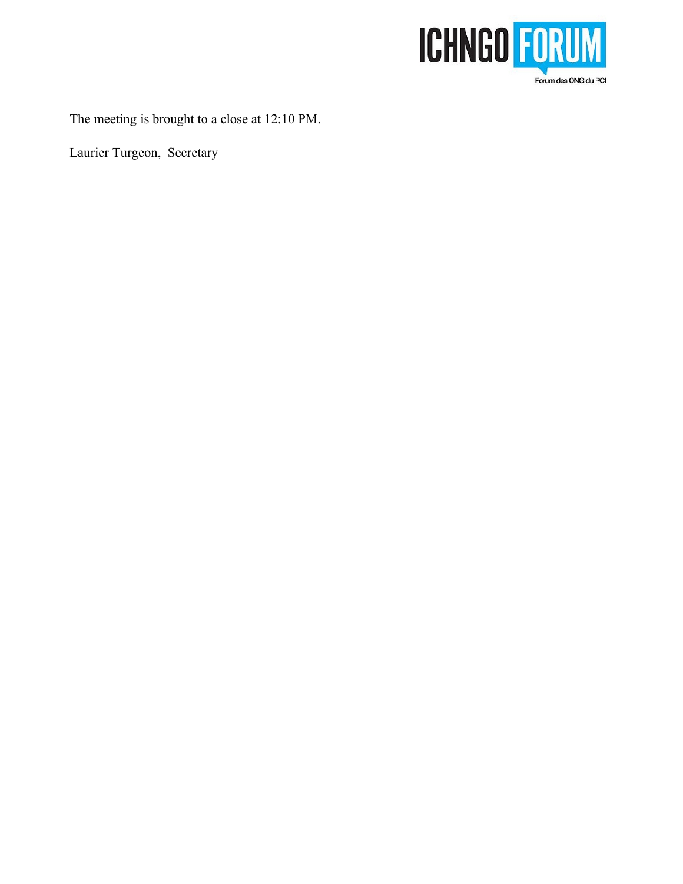The meeting is brought to a close at 12:10 PM.

Laurier Turgeon, Secretary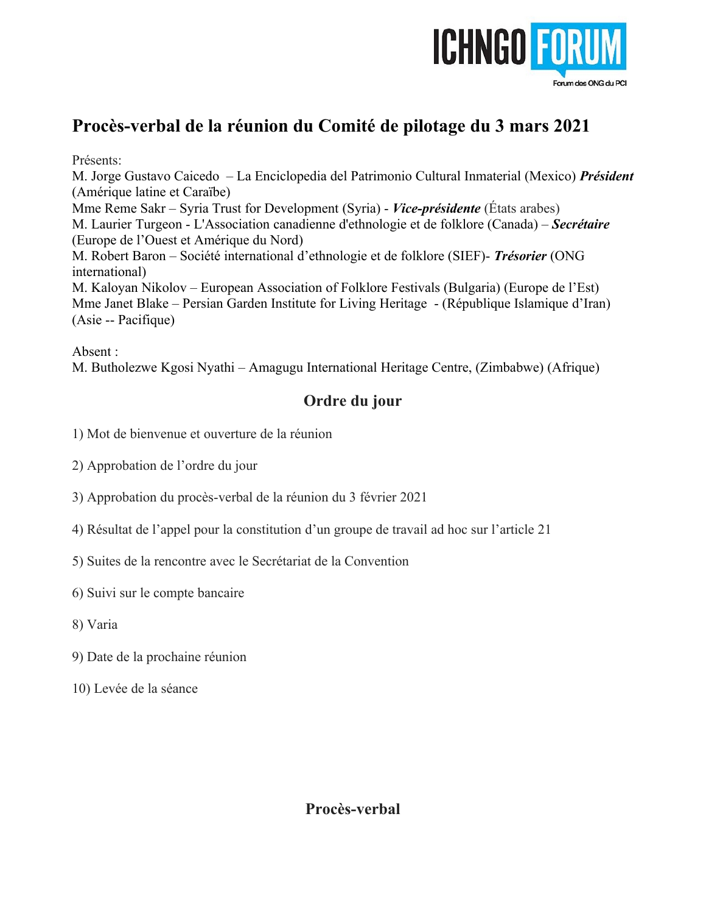# Procès-verbal de la réunion du Comité de pilotage du 3 mars 2021

Présents:
M. Jorge Gustavo Caicedo – La Enciclopedia del Patrimonio Cultural Inmaterial (Mexico) ***Président*** (Amérique latine et Caraïbe)
Mme Reme Sakr – Syria Trust for Development (Syria) - ***Vice-présidente*** (États arabes)
M. Laurier Turgeon - L'Association canadienne d'ethnologie et de folklore (Canada) – ***Secrétaire*** (Europe de l'Ouest et Amérique du Nord)
M. Robert Baron – Société international d'ethnologie et de folklore (SIEF)- ***Trésorier*** (ONG international)
M. Kaloyan Nikolov – European Association of Folklore Festivals (Bulgaria) (Europe de l'Est)
Mme Janet Blake – Persian Garden Institute for Living Heritage - (République Islamique d'Iran) (Asie -- Pacifique)

Absent :
M. Butholezwe Kgosi Nyathi – Amagugu International Heritage Centre, (Zimbabwe) (Afrique)

## Ordre du jour

1) Mot de bienvenue et ouverture de la réunion

2) Approbation de l'ordre du jour

3) Approbation du procès-verbal de la réunion du 3 février 2021

4) Résultat de l'appel pour la constitution d'un groupe de travail ad hoc sur l'article 21

5) Suites de la rencontre avec le Secrétariat de la Convention

6) Suivi sur le compte bancaire

8) Varia

9) Date de la prochaine réunion

10) Levée de la séance

## Procès-verbal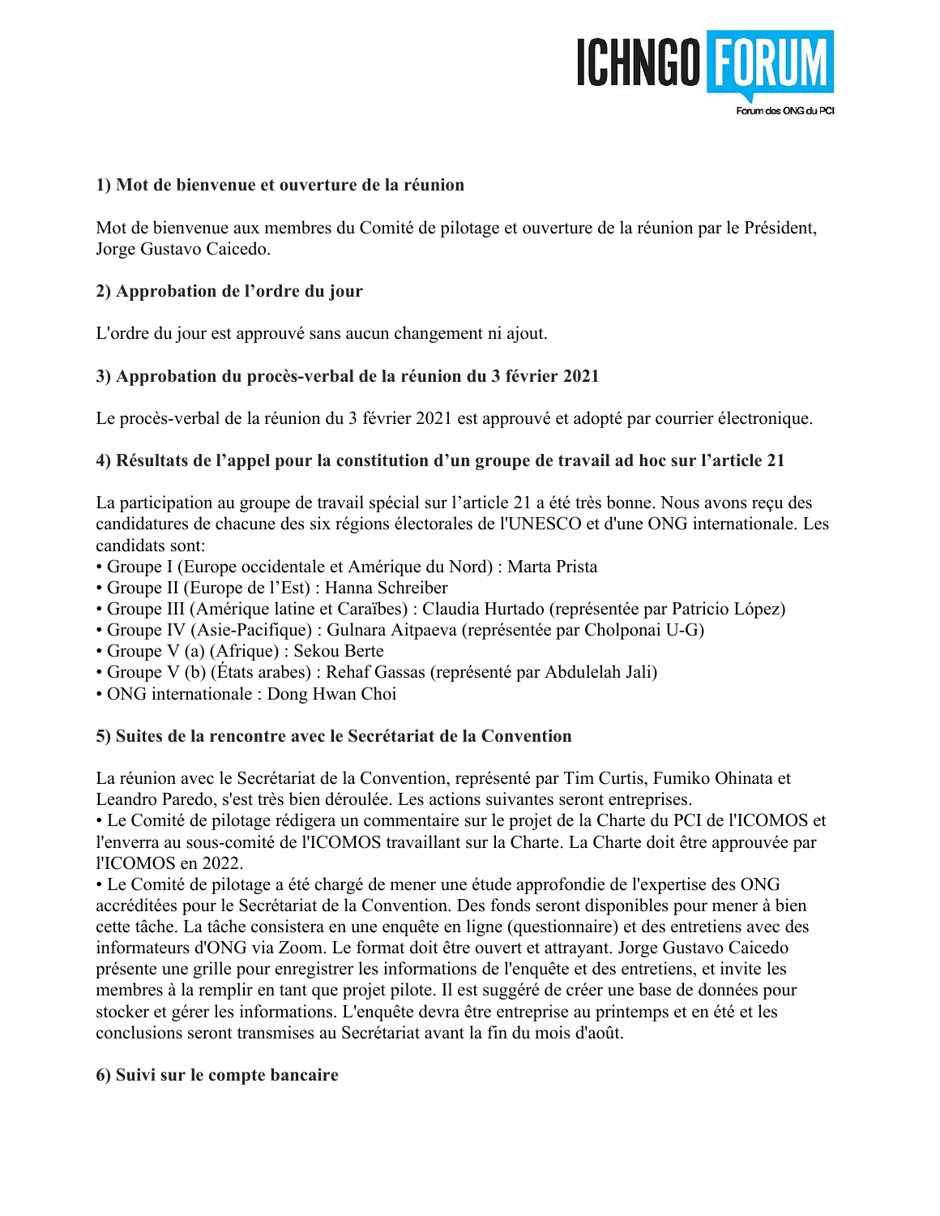**1) Mot de bienvenue et ouverture de la réunion**

Mot de bienvenue aux membres du Comité de pilotage et ouverture de la réunion par le Président, Jorge Gustavo Caicedo.

**2) Approbation de l'ordre du jour**

L'ordre du jour est approuvé sans aucun changement ni ajout.

**3) Approbation du procès-verbal de la réunion du 3 février 2021**

Le procès-verbal de la réunion du 3 février 2021 est approuvé et adopté par courrier électronique.

**4) Résultats de l'appel pour la constitution d'un groupe de travail ad hoc sur l'article 21**

La participation au groupe de travail spécial sur l'article 21 a été très bonne. Nous avons reçu des candidatures de chacune des six régions électorales de l'UNESCO et d'une ONG internationale. Les candidats sont:

- Groupe I (Europe occidentale et Amérique du Nord) : Marta Prista
- Groupe II (Europe de l'Est) : Hanna Schreiber
- Groupe III (Amérique latine et Caraïbes) : Claudia Hurtado (représentée par Patricio López)
- Groupe IV (Asie-Pacifique) : Gulnara Aitpaeva (représentée par Cholponai U-G)
- Groupe V (a) (Afrique) : Sekou Berte
- Groupe V (b) (États arabes) : Rehaf Gassas (représenté par Abdulelah Jali)
- ONG internationale : Dong Hwan Choi

**5) Suites de la rencontre avec le Secrétariat de la Convention**

La réunion avec le Secrétariat de la Convention, représenté par Tim Curtis, Fumiko Ohinata et Leandro Paredo, s'est très bien déroulée. Les actions suivantes seront entreprises.

- Le Comité de pilotage rédigera un commentaire sur le projet de la Charte du PCI de l'ICOMOS et l'enverra au sous-comité de l'ICOMOS travaillant sur la Charte. La Charte doit être approuvée par l'ICOMOS en 2022.
- Le Comité de pilotage a été chargé de mener une étude approfondie de l'expertise des ONG accréditées pour le Secrétariat de la Convention. Des fonds seront disponibles pour mener à bien cette tâche. La tâche consistera en une enquête en ligne (questionnaire) et des entretiens avec des informateurs d'ONG via Zoom. Le format doit être ouvert et attrayant. Jorge Gustavo Caicedo présente une grille pour enregistrer les informations de l'enquête et des entretiens, et invite les membres à la remplir en tant que projet pilote. Il est suggéré de créer une base de données pour stocker et gérer les informations. L'enquête devra être entreprise au printemps et en été et les conclusions seront transmises au Secrétariat avant la fin du mois d'août.

**6) Suivi sur le compte bancaire**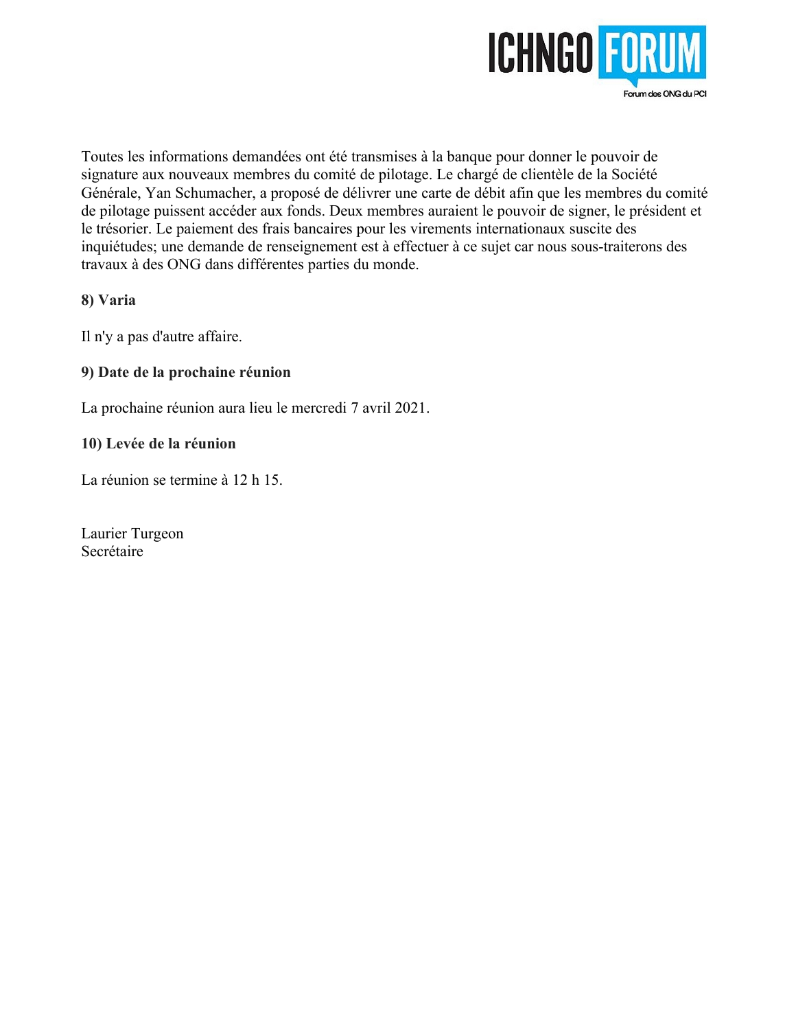Toutes les informations demandées ont été transmises à la banque pour donner le pouvoir de signature aux nouveaux membres du comité de pilotage. Le chargé de clientèle de la Société Générale, Yan Schumacher, a proposé de délivrer une carte de débit afin que les membres du comité de pilotage puissent accéder aux fonds. Deux membres auraient le pouvoir de signer, le président et le trésorier. Le paiement des frais bancaires pour les virements internationaux suscite des inquiétudes; une demande de renseignement est à effectuer à ce sujet car nous sous-traiterons des travaux à des ONG dans différentes parties du monde.

**8) Varia**

Il n'y a pas d'autre affaire.

**9) Date de la prochaine réunion**

La prochaine réunion aura lieu le mercredi 7 avril 2021.

**10) Levée de la réunion**

La réunion se termine à 12 h 15.

Laurier Turgeon
Secrétaire